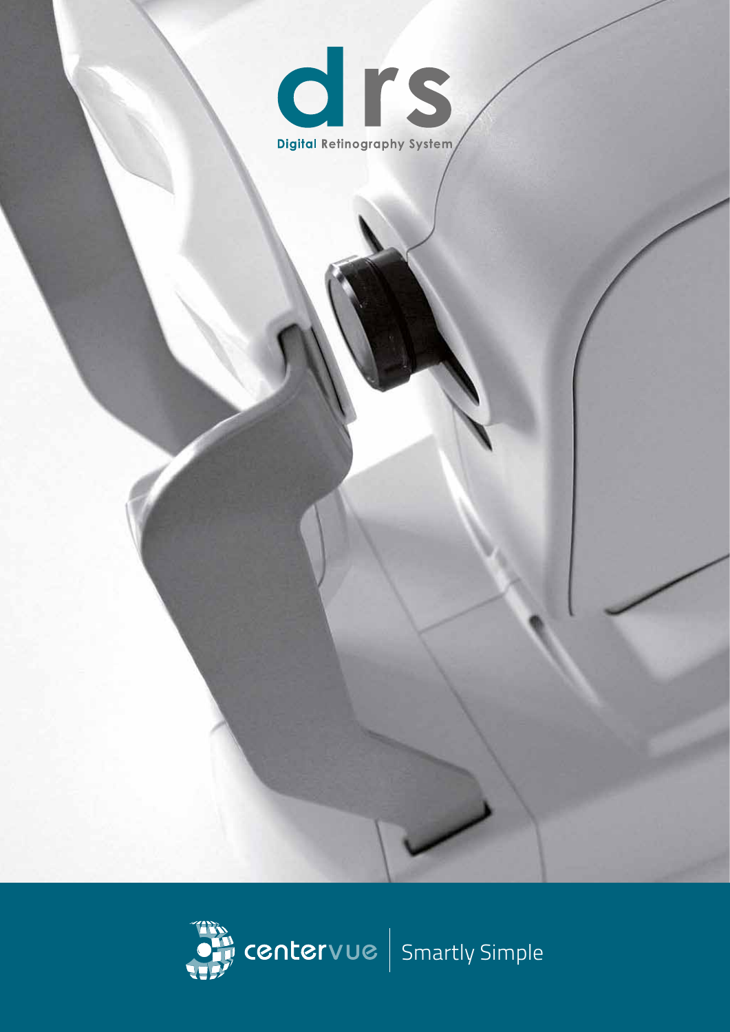# drs

**Digital Retinography System**

centervue | Smartly Simple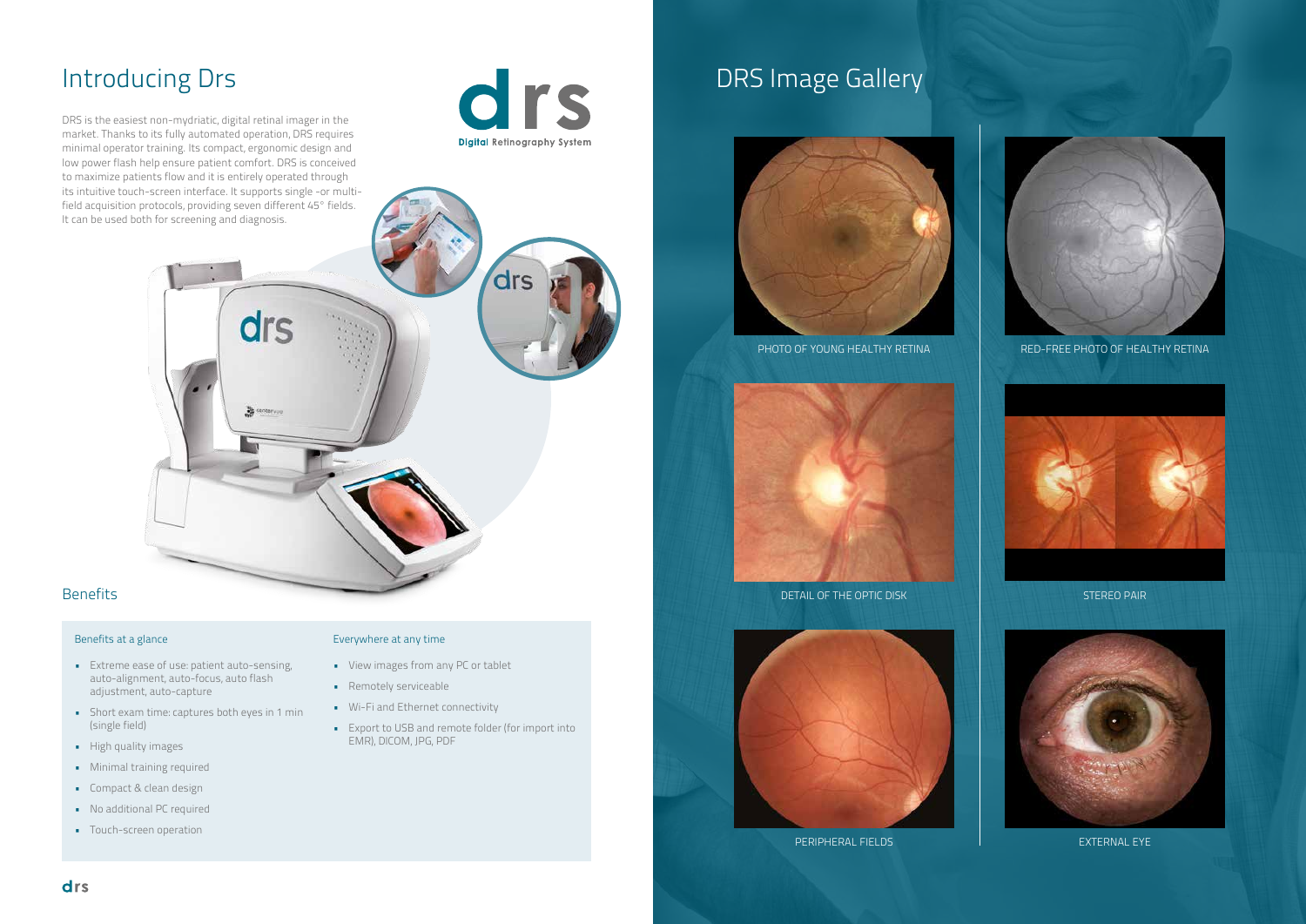# Introducing Drs

DRS is the easiest non-mydriatic, digital retinal imager in the market. Thanks to its fully automated operation, DRS requires minimal operator training. Its compact, ergonomic design and low power flash help ensure patient comfort. DRS is conceived to maximize patients flow and it is entirely operated through its intuitive touch-screen interface. It supports single -or multi-field acquisition protocols, providing seven different 45° fields. It can be used both for screening and diagnosis.

## Benefits

### Benefits at a glance

- Extreme ease of use: patient auto-sensing, auto-alignment, auto-focus, auto flash adjustment, auto-capture
- Short exam time: captures both eyes in 1 min (single field)
- High quality images
- Minimal training required
- Compact & clean design
- No additional PC required
- Touch-screen operation

### Everywhere at any time

- View images from any PC or tablet
- Remotely serviceable
- Wi-Fi and Ethernet connectivity
- Export to USB and remote folder (for import into EMR), DICOM, JPG, PDF

# DRS Image Gallery

PHOTO OF YOUNG HEALTHY RETINA

RED-FREE PHOTO OF HEALTHY RETINA

DETAIL OF THE OPTIC DISK

STEREO PAIR

PERIPHERAL FIELDS

EXTERNAL EYE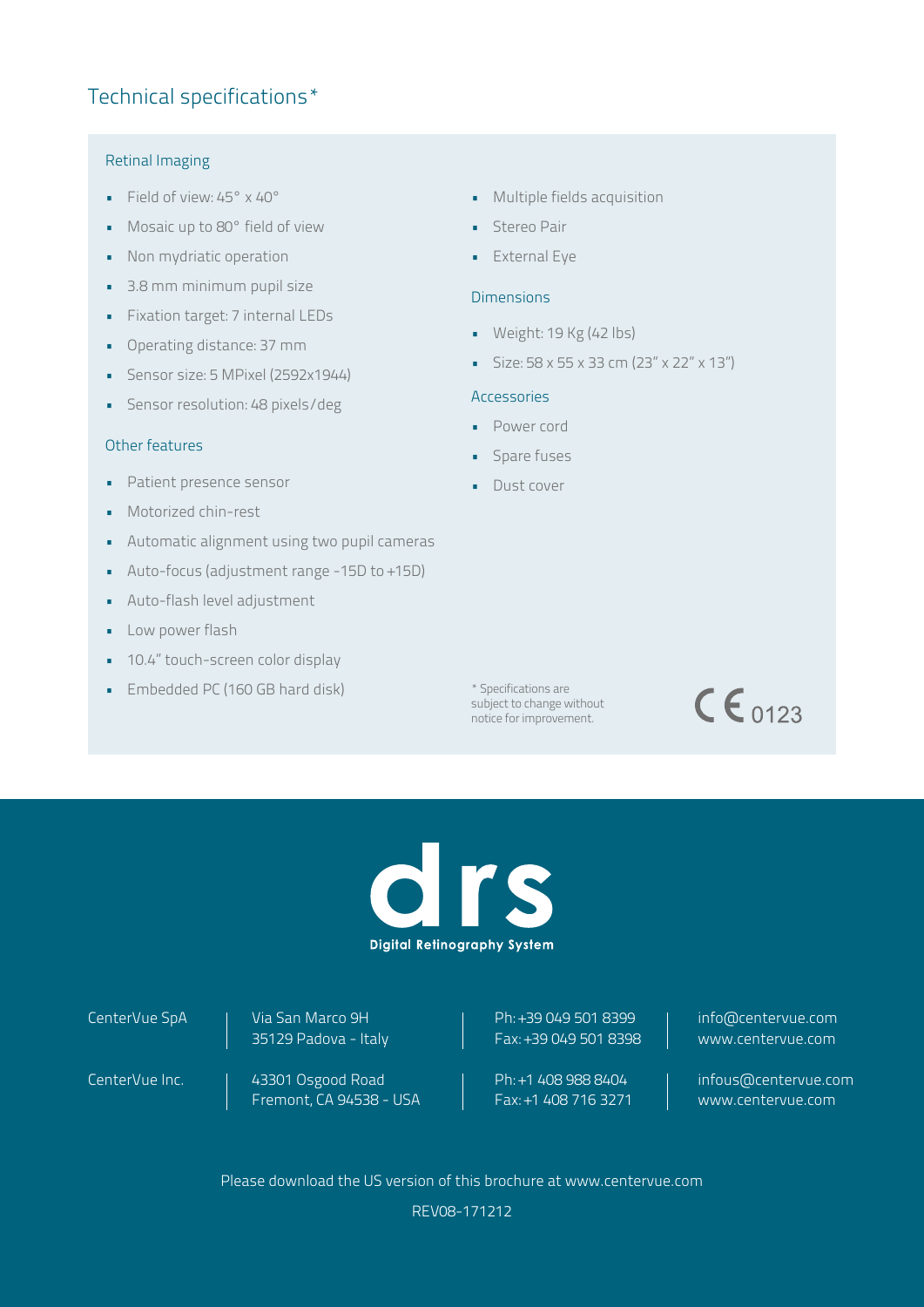## Technical specifications*

### Retinal Imaging

- Field of view: 45° x 40°
- Mosaic up to 80° field of view
- Non mydriatic operation
- 3.8 mm minimum pupil size
- Fixation target: 7 internal LEDs
- Operating distance: 37 mm
- Sensor size: 5 MPixel (2592x1944)
- Sensor resolution: 48 pixels/deg
- Multiple fields acquisition
- Stereo Pair
- External Eye

### Other features

- Patient presence sensor
- Motorized chin-rest
- Automatic alignment using two pupil cameras
- Auto-focus (adjustment range -15D to +15D)
- Auto-flash level adjustment
- Low power flash
- 10.4" touch-screen color display
- Embedded PC (160 GB hard disk)

### Dimensions

- Weight: 19 Kg (42 lbs)
- Size: 58 x 55 x 33 cm (23" x 22" x 13")

### Accessories

- Power cord
- Spare fuses
- Dust cover

\* Specifications are subject to change without notice for improvement.

CE 0123

**drs**

**Digital Retinography System**

| | | | |
|---|---|---|---|
| CenterVue SpA | Via San Marco 9H<br>35129 Padova - Italy | Ph: +39 049 501 8399<br>Fax: +39 049 501 8398 | info@centervue.com<br>www.centervue.com |
| CenterVue Inc. | 43301 Osgood Road<br>Fremont, CA 94538 - USA | Ph: +1 408 988 8404<br>Fax: +1 408 716 3271 | infous@centervue.com<br>www.centervue.com |

Please download the US version of this brochure at www.centervue.com

REV08-171212